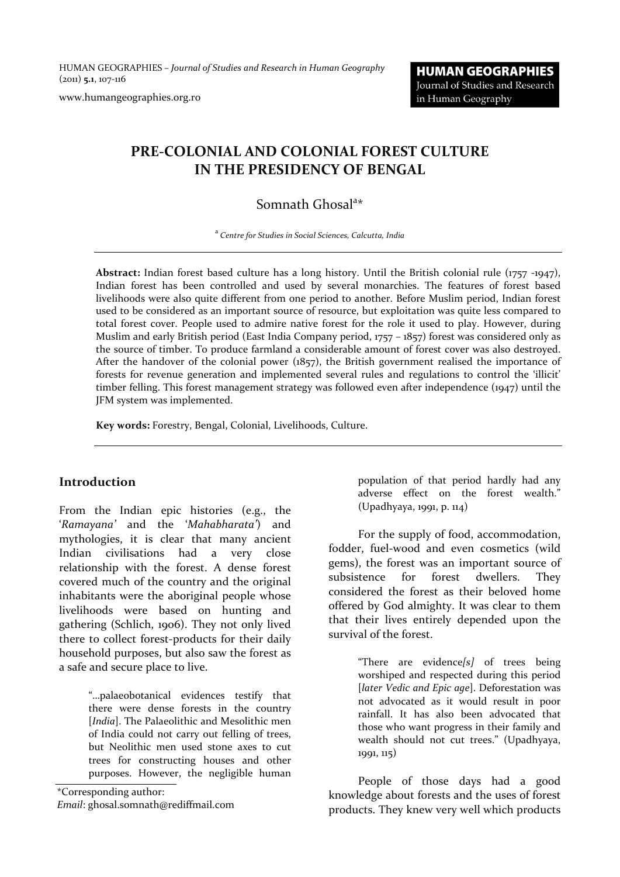# PRE-COLONIAL AND COLONIAL FOREST CULTURE IN THE PRESIDENCY OF BENGAL

Somnath Ghosal[a*]

[a] *Centre for Studies in Social Sciences, Calcutta, India*

---

**Abstract:** Indian forest based culture has a long history. Until the British colonial rule (1757 -1947), Indian forest has been controlled and used by several monarchies. The features of forest based livelihoods were also quite different from one period to another. Before Muslim period, Indian forest used to be considered as an important source of resource, but exploitation was quite less compared to total forest cover. People used to admire native forest for the role it used to play. However, during Muslim and early British period (East India Company period, 1757 – 1857) forest was considered only as the source of timber. To produce farmland a considerable amount of forest cover was also destroyed. After the handover of the colonial power (1857), the British government realised the importance of forests for revenue generation and implemented several rules and regulations to control the 'illicit' timber felling. This forest management strategy was followed even after independence (1947) until the JFM system was implemented.

**Key words:** Forestry, Bengal, Colonial, Livelihoods, Culture.

---

## Introduction

From the Indian epic histories (e.g., the '*Ramayana*' and the '*Mahabharata*') and mythologies, it is clear that many ancient Indian civilisations had a very close relationship with the forest. A dense forest covered much of the country and the original inhabitants were the aboriginal people whose livelihoods were based on hunting and gathering (Schlich, 1906). They not only lived there to collect forest-products for their daily household purposes, but also saw the forest as a safe and secure place to live.

> "...palaeobotanical evidences testify that there were dense forests in the country [*India*]. The Palaeolithic and Mesolithic men of India could not carry out felling of trees, but Neolithic men used stone axes to cut trees for constructing houses and other purposes. However, the negligible human population of that period hardly had any adverse effect on the forest wealth." (Upadhyaya, 1991, p. 114)

For the supply of food, accommodation, fodder, fuel-wood and even cosmetics (wild gems), the forest was an important source of subsistence for forest dwellers. They considered the forest as their beloved home offered by God almighty. It was clear to them that their lives entirely depended upon the survival of the forest.

> "There are evidence*[s]* of trees being worshiped and respected during this period [*later Vedic and Epic age*]. Deforestation was not advocated as it would result in poor rainfall. It has also been advocated that those who want progress in their family and wealth should not cut trees." (Upadhyaya, 1991, 115)

People of those days had a good knowledge about forests and the uses of forest products. They knew very well which products

*Corresponding author:
*Email*: ghosal.somnath@rediffmail.com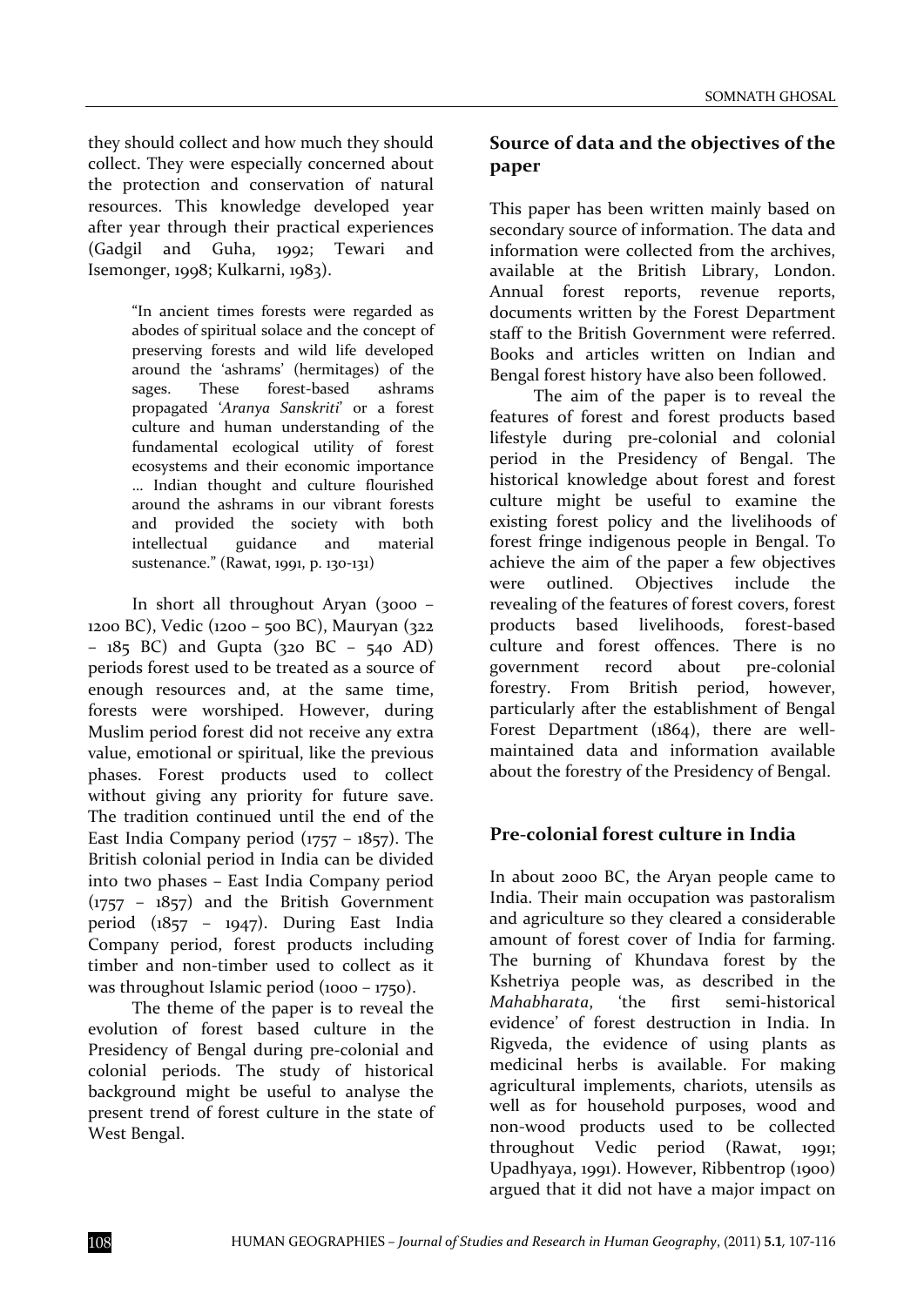they should collect and how much they should collect. They were especially concerned about the protection and conservation of natural resources. This knowledge developed year after year through their practical experiences (Gadgil and Guha, 1992; Tewari and Isemonger, 1998; Kulkarni, 1983).

> "In ancient times forests were regarded as abodes of spiritual solace and the concept of preserving forests and wild life developed around the 'ashrams' (hermitages) of the sages. These forest-based ashrams propagated '*Aranya Sanskriti*' or a forest culture and human understanding of the fundamental ecological utility of forest ecosystems and their economic importance … Indian thought and culture flourished around the ashrams in our vibrant forests and provided the society with both intellectual guidance and material sustenance." (Rawat, 1991, p. 130-131)

In short all throughout Aryan (3000 – 1200 BC), Vedic (1200 – 500 BC), Mauryan (322 – 185 BC) and Gupta (320 BC – 540 AD) periods forest used to be treated as a source of enough resources and, at the same time, forests were worshiped. However, during Muslim period forest did not receive any extra value, emotional or spiritual, like the previous phases. Forest products used to collect without giving any priority for future save. The tradition continued until the end of the East India Company period (1757 – 1857). The British colonial period in India can be divided into two phases – East India Company period (1757 – 1857) and the British Government period (1857 – 1947). During East India Company period, forest products including timber and non-timber used to collect as it was throughout Islamic period (1000 – 1750).

The theme of the paper is to reveal the evolution of forest based culture in the Presidency of Bengal during pre-colonial and colonial periods. The study of historical background might be useful to analyse the present trend of forest culture in the state of West Bengal.

## Source of data and the objectives of the paper

This paper has been written mainly based on secondary source of information. The data and information were collected from the archives, available at the British Library, London. Annual forest reports, revenue reports, documents written by the Forest Department staff to the British Government were referred. Books and articles written on Indian and Bengal forest history have also been followed.

The aim of the paper is to reveal the features of forest and forest products based lifestyle during pre-colonial and colonial period in the Presidency of Bengal. The historical knowledge about forest and forest culture might be useful to examine the existing forest policy and the livelihoods of forest fringe indigenous people in Bengal. To achieve the aim of the paper a few objectives were outlined. Objectives include the revealing of the features of forest covers, forest products based livelihoods, forest-based culture and forest offences. There is no government record about pre-colonial forestry. From British period, however, particularly after the establishment of Bengal Forest Department (1864), there are well-maintained data and information available about the forestry of the Presidency of Bengal.

## Pre-colonial forest culture in India

In about 2000 BC, the Aryan people came to India. Their main occupation was pastoralism and agriculture so they cleared a considerable amount of forest cover of India for farming. The burning of Khundava forest by the Kshetriya people was, as described in the *Mahabharata*, 'the first semi-historical evidence' of forest destruction in India. In Rigveda, the evidence of using plants as medicinal herbs is available. For making agricultural implements, chariots, utensils as well as for household purposes, wood and non-wood products used to be collected throughout Vedic period (Rawat, 1991; Upadhyaya, 1991). However, Ribbentrop (1900) argued that it did not have a major impact on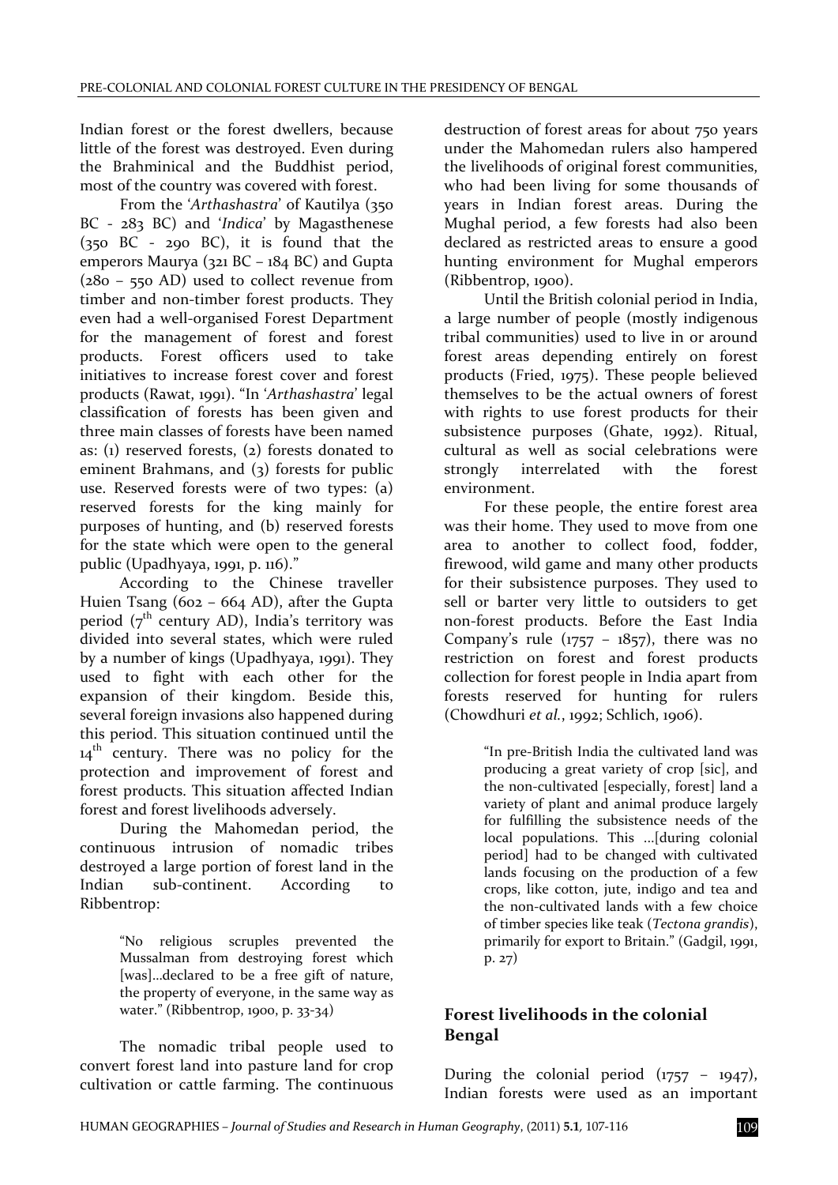Indian forest or the forest dwellers, because little of the forest was destroyed. Even during the Brahminical and the Buddhist period, most of the country was covered with forest.

From the '*Arthashastra*' of Kautilya (350 BC - 283 BC) and '*Indica*' by Magasthenese (350 BC - 290 BC), it is found that the emperors Maurya (321 BC – 184 BC) and Gupta (280 – 550 AD) used to collect revenue from timber and non-timber forest products. They even had a well-organised Forest Department for the management of forest and forest products. Forest officers used to take initiatives to increase forest cover and forest products (Rawat, 1991). "In '*Arthashastra*' legal classification of forests has been given and three main classes of forests have been named as: (1) reserved forests, (2) forests donated to eminent Brahmans, and (3) forests for public use. Reserved forests were of two types: (a) reserved forests for the king mainly for purposes of hunting, and (b) reserved forests for the state which were open to the general public (Upadhyaya, 1991, p. 116)."

According to the Chinese traveller Huien Tsang (602 – 664 AD), after the Gupta period (7th century AD), India's territory was divided into several states, which were ruled by a number of kings (Upadhyaya, 1991). They used to fight with each other for the expansion of their kingdom. Beside this, several foreign invasions also happened during this period. This situation continued until the 14th century. There was no policy for the protection and improvement of forest and forest products. This situation affected Indian forest and forest livelihoods adversely.

During the Mahomedan period, the continuous intrusion of nomadic tribes destroyed a large portion of forest land in the Indian sub-continent. According to Ribbentrop:

> "No religious scruples prevented the Mussalman from destroying forest which [was]...declared to be a free gift of nature, the property of everyone, in the same way as water." (Ribbentrop, 1900, p. 33-34)

The nomadic tribal people used to convert forest land into pasture land for crop cultivation or cattle farming. The continuous destruction of forest areas for about 750 years under the Mahomedan rulers also hampered the livelihoods of original forest communities, who had been living for some thousands of years in Indian forest areas. During the Mughal period, a few forests had also been declared as restricted areas to ensure a good hunting environment for Mughal emperors (Ribbentrop, 1900).

Until the British colonial period in India, a large number of people (mostly indigenous tribal communities) used to live in or around forest areas depending entirely on forest products (Fried, 1975). These people believed themselves to be the actual owners of forest with rights to use forest products for their subsistence purposes (Ghate, 1992). Ritual, cultural as well as social celebrations were strongly interrelated with the forest environment.

For these people, the entire forest area was their home. They used to move from one area to another to collect food, fodder, firewood, wild game and many other products for their subsistence purposes. They used to sell or barter very little to outsiders to get non-forest products. Before the East India Company's rule (1757 – 1857), there was no restriction on forest and forest products collection for forest people in India apart from forests reserved for hunting for rulers (Chowdhuri *et al.*, 1992; Schlich, 1906).

> "In pre-British India the cultivated land was producing a great variety of crop [sic], and the non-cultivated [especially, forest] land a variety of plant and animal produce largely for fulfilling the subsistence needs of the local populations. This ...[during colonial period] had to be changed with cultivated lands focusing on the production of a few crops, like cotton, jute, indigo and tea and the non-cultivated lands with a few choice of timber species like teak (*Tectona grandis*), primarily for export to Britain." (Gadgil, 1991, p. 27)

## Forest livelihoods in the colonial Bengal

During the colonial period (1757 – 1947), Indian forests were used as an important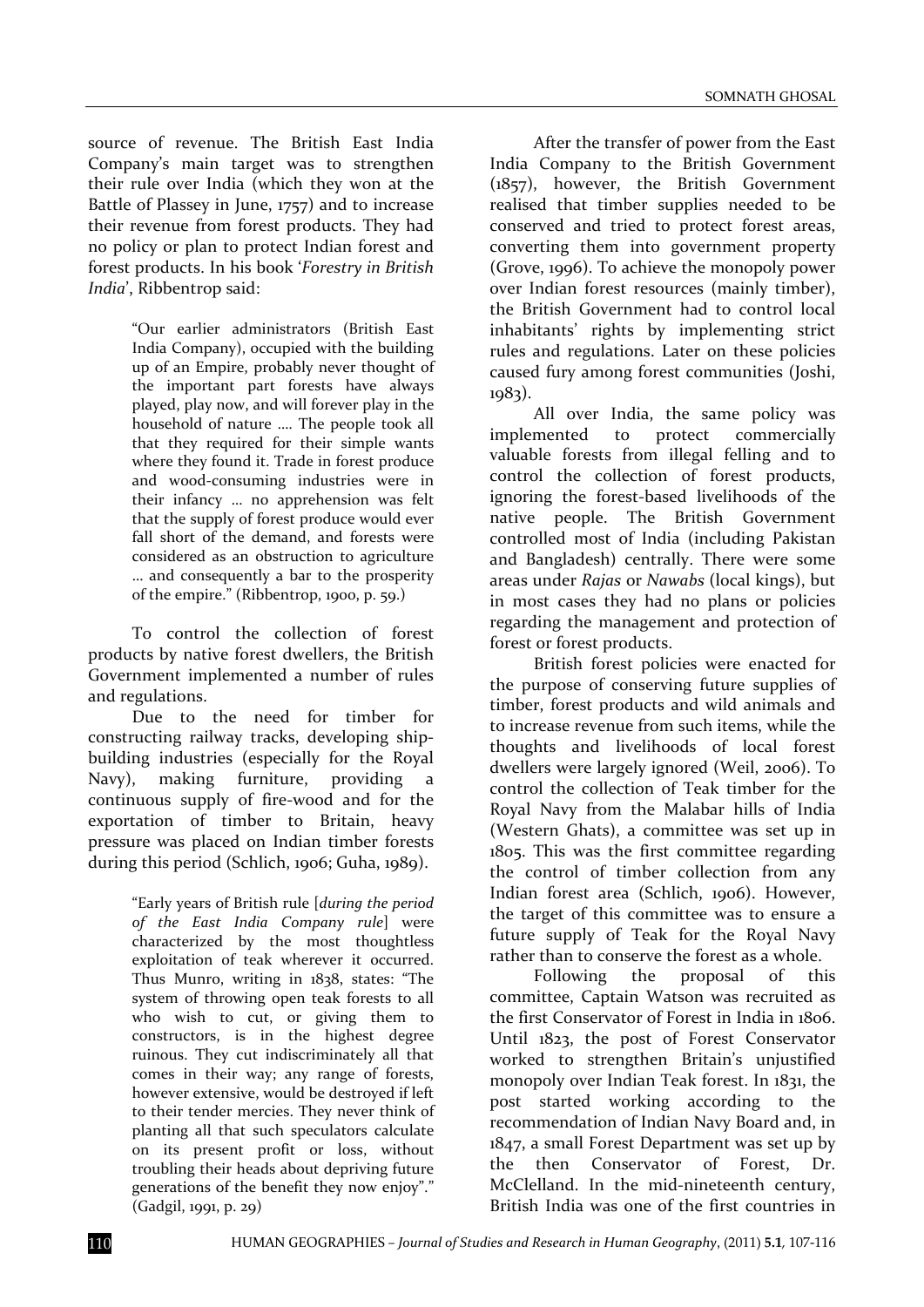source of revenue. The British East India Company's main target was to strengthen their rule over India (which they won at the Battle of Plassey in June, 1757) and to increase their revenue from forest products. They had no policy or plan to protect Indian forest and forest products. In his book '*Forestry in British India*', Ribbentrop said:

> "Our earlier administrators (British East India Company), occupied with the building up of an Empire, probably never thought of the important part forests have always played, play now, and will forever play in the household of nature .... The people took all that they required for their simple wants where they found it. Trade in forest produce and wood-consuming industries were in their infancy ... no apprehension was felt that the supply of forest produce would ever fall short of the demand, and forests were considered as an obstruction to agriculture ... and consequently a bar to the prosperity of the empire." (Ribbentrop, 1900, p. 59.)

To control the collection of forest products by native forest dwellers, the British Government implemented a number of rules and regulations.

Due to the need for timber for constructing railway tracks, developing ship-building industries (especially for the Royal Navy), making furniture, providing a continuous supply of fire-wood and for the exportation of timber to Britain, heavy pressure was placed on Indian timber forests during this period (Schlich, 1906; Guha, 1989).

> "Early years of British rule [*during the period of the East India Company rule*] were characterized by the most thoughtless exploitation of teak wherever it occurred. Thus Munro, writing in 1838, states: "The system of throwing open teak forests to all who wish to cut, or giving them to constructors, is in the highest degree ruinous. They cut indiscriminately all that comes in their way; any range of forests, however extensive, would be destroyed if left to their tender mercies. They never think of planting all that such speculators calculate on its present profit or loss, without troubling their heads about depriving future generations of the benefit they now enjoy"." (Gadgil, 1991, p. 29)

After the transfer of power from the East India Company to the British Government (1857), however, the British Government realised that timber supplies needed to be conserved and tried to protect forest areas, converting them into government property (Grove, 1996). To achieve the monopoly power over Indian forest resources (mainly timber), the British Government had to control local inhabitants' rights by implementing strict rules and regulations. Later on these policies caused fury among forest communities (Joshi, 1983).

All over India, the same policy was implemented to protect commercially valuable forests from illegal felling and to control the collection of forest products, ignoring the forest-based livelihoods of the native people. The British Government controlled most of India (including Pakistan and Bangladesh) centrally. There were some areas under *Rajas* or *Nawabs* (local kings), but in most cases they had no plans or policies regarding the management and protection of forest or forest products.

British forest policies were enacted for the purpose of conserving future supplies of timber, forest products and wild animals and to increase revenue from such items, while the thoughts and livelihoods of local forest dwellers were largely ignored (Weil, 2006). To control the collection of Teak timber for the Royal Navy from the Malabar hills of India (Western Ghats), a committee was set up in 1805. This was the first committee regarding the control of timber collection from any Indian forest area (Schlich, 1906). However, the target of this committee was to ensure a future supply of Teak for the Royal Navy rather than to conserve the forest as a whole.

Following the proposal of this committee, Captain Watson was recruited as the first Conservator of Forest in India in 1806. Until 1823, the post of Forest Conservator worked to strengthen Britain's unjustified monopoly over Indian Teak forest. In 1831, the post started working according to the recommendation of Indian Navy Board and, in 1847, a small Forest Department was set up by the then Conservator of Forest, Dr. McClelland. In the mid-nineteenth century, British India was one of the first countries in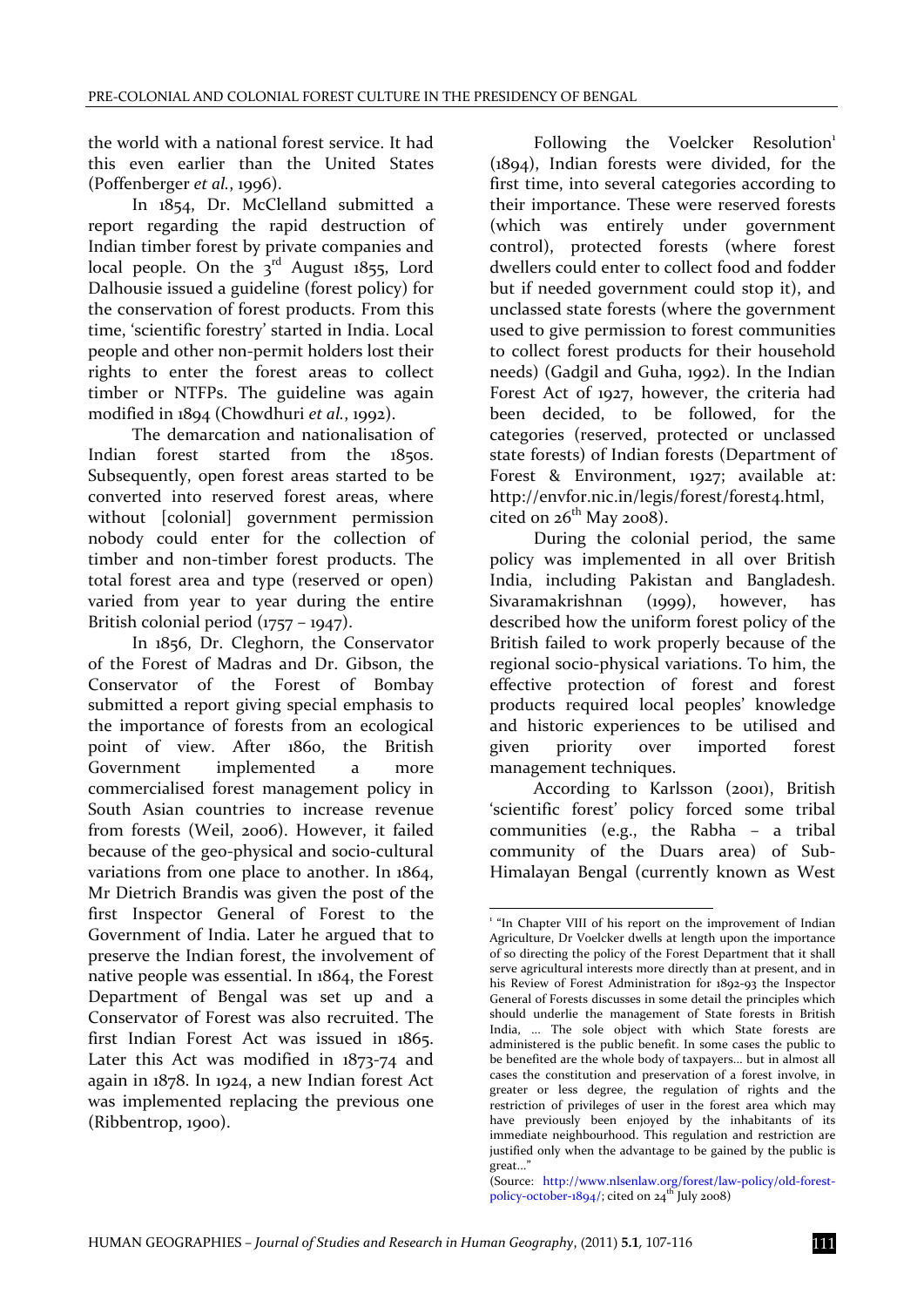the world with a national forest service. It had this even earlier than the United States (Poffenberger *et al.*, 1996).

In 1854, Dr. McClelland submitted a report regarding the rapid destruction of Indian timber forest by private companies and local people. On the 3rd August 1855, Lord Dalhousie issued a guideline (forest policy) for the conservation of forest products. From this time, 'scientific forestry' started in India. Local people and other non-permit holders lost their rights to enter the forest areas to collect timber or NTFPs. The guideline was again modified in 1894 (Chowdhuri *et al.*, 1992).

The demarcation and nationalisation of Indian forest started from the 1850s. Subsequently, open forest areas started to be converted into reserved forest areas, where without [colonial] government permission nobody could enter for the collection of timber and non-timber forest products. The total forest area and type (reserved or open) varied from year to year during the entire British colonial period (1757 – 1947).

In 1856, Dr. Cleghorn, the Conservator of the Forest of Madras and Dr. Gibson, the Conservator of the Forest of Bombay submitted a report giving special emphasis to the importance of forests from an ecological point of view. After 1860, the British Government implemented a more commercialised forest management policy in South Asian countries to increase revenue from forests (Weil, 2006). However, it failed because of the geo-physical and socio-cultural variations from one place to another. In 1864, Mr Dietrich Brandis was given the post of the first Inspector General of Forest to the Government of India. Later he argued that to preserve the Indian forest, the involvement of native people was essential. In 1864, the Forest Department of Bengal was set up and a Conservator of Forest was also recruited. The first Indian Forest Act was issued in 1865. Later this Act was modified in 1873-74 and again in 1878. In 1924, a new Indian forest Act was implemented replacing the previous one (Ribbentrop, 1900).

Following the Voelcker Resolution[1] (1894), Indian forests were divided, for the first time, into several categories according to their importance. These were reserved forests (which was entirely under government control), protected forests (where forest dwellers could enter to collect food and fodder but if needed government could stop it), and unclassed state forests (where the government used to give permission to forest communities to collect forest products for their household needs) (Gadgil and Guha, 1992). In the Indian Forest Act of 1927, however, the criteria had been decided, to be followed, for the categories (reserved, protected or unclassed state forests) of Indian forests (Department of Forest & Environment, 1927; available at: http://envfor.nic.in/legis/forest/forest4.html, cited on 26th May 2008).

During the colonial period, the same policy was implemented in all over British India, including Pakistan and Bangladesh. Sivaramakrishnan (1999), however, has described how the uniform forest policy of the British failed to work properly because of the regional socio-physical variations. To him, the effective protection of forest and forest products required local peoples' knowledge and historic experiences to be utilised and given priority over imported forest management techniques.

According to Karlsson (2001), British 'scientific forest' policy forced some tribal communities (e.g., the Rabha – a tribal community of the Duars area) of Sub-Himalayan Bengal (currently known as West

---

[1] "In Chapter VIII of his report on the improvement of Indian Agriculture, Dr Voelcker dwells at length upon the importance of so directing the policy of the Forest Department that it shall serve agricultural interests more directly than at present, and in his Review of Forest Administration for 1892-93 the Inspector General of Forests discusses in some detail the principles which should underlie the management of State forests in British India, ... The sole object with which State forests are administered is the public benefit. In some cases the public to be benefited are the whole body of taxpayers... but in almost all cases the constitution and preservation of a forest involve, in greater or less degree, the regulation of rights and the restriction of privileges of user in the forest area which may have previously been enjoyed by the inhabitants of its immediate neighbourhood. This regulation and restriction are justified only when the advantage to be gained by the public is great..."

(Source: http://www.nlsenlaw.org/forest/law-policy/old-forest-policy-october-1894/; cited on 24th July 2008)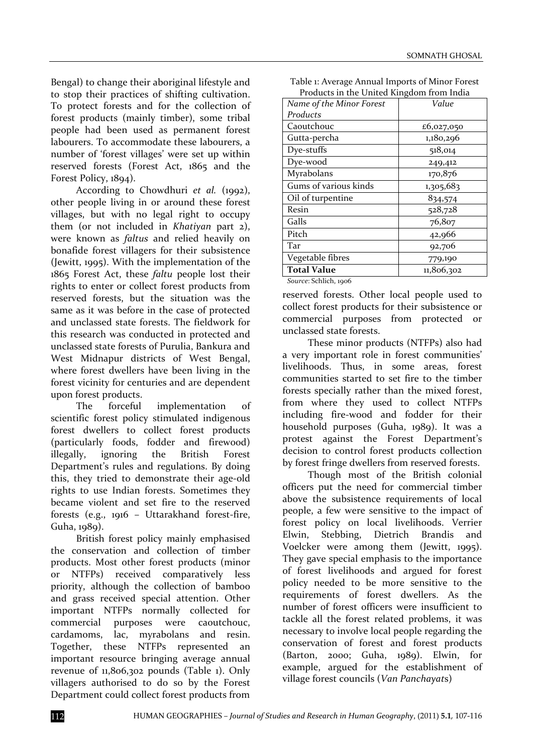Bengal) to change their aboriginal lifestyle and to stop their practices of shifting cultivation. To protect forests and for the collection of forest products (mainly timber), some tribal people had been used as permanent forest labourers. To accommodate these labourers, a number of 'forest villages' were set up within reserved forests (Forest Act, 1865 and the Forest Policy, 1894).

According to Chowdhuri *et al.* (1992), other people living in or around these forest villages, but with no legal right to occupy them (or not included in *Khatiyan* part 2), were known as *faltus* and relied heavily on bonafide forest villagers for their subsistence (Jewitt, 1995). With the implementation of the 1865 Forest Act, these *faltu* people lost their rights to enter or collect forest products from reserved forests, but the situation was the same as it was before in the case of protected and unclassed state forests. The fieldwork for this research was conducted in protected and unclassed state forests of Purulia, Bankura and West Midnapur districts of West Bengal, where forest dwellers have been living in the forest vicinity for centuries and are dependent upon forest products.

The forceful implementation of scientific forest policy stimulated indigenous forest dwellers to collect forest products (particularly foods, fodder and firewood) illegally, ignoring the British Forest Department's rules and regulations. By doing this, they tried to demonstrate their age-old rights to use Indian forests. Sometimes they became violent and set fire to the reserved forests (e.g., 1916 – Uttarakhand forest-fire, Guha, 1989).

British forest policy mainly emphasised the conservation and collection of timber products. Most other forest products (minor or NTFPs) received comparatively less priority, although the collection of bamboo and grass received special attention. Other important NTFPs normally collected for commercial purposes were caoutchouc, cardamoms, lac, myrabolans and resin. Together, these NTFPs represented an important resource bringing average annual revenue of 11,806,302 pounds (Table 1). Only villagers authorised to do so by the Forest Department could collect forest products from reserved forests. Other local people used to collect forest products for their subsistence or commercial purposes from protected or unclassed state forests.

Table 1: Average Annual Imports of Minor Forest Products in the United Kingdom from India

| *Name of the Minor Forest Products* | *Value* |
|---|---|
| Caoutchouc | £6,027,050 |
| Gutta-percha | 1,180,296 |
| Dye-stuffs | 518,014 |
| Dye-wood | 249,412 |
| Myrabolans | 170,876 |
| Gums of various kinds | 1,305,683 |
| Oil of turpentine | 834,574 |
| Resin | 528,728 |
| Galls | 76,807 |
| Pitch | 42,966 |
| Tar | 92,706 |
| Vegetable fibres | 779,190 |
| **Total Value** | 11,806,302 |

*Source*: Schlich, 1906

These minor products (NTFPs) also had a very important role in forest communities' livelihoods. Thus, in some areas, forest communities started to set fire to the timber forests specially rather than the mixed forest, from where they used to collect NTFPs including fire-wood and fodder for their household purposes (Guha, 1989). It was a protest against the Forest Department's decision to control forest products collection by forest fringe dwellers from reserved forests.

Though most of the British colonial officers put the need for commercial timber above the subsistence requirements of local people, a few were sensitive to the impact of forest policy on local livelihoods. Verrier Elwin, Stebbing, Dietrich Brandis and Voelcker were among them (Jewitt, 1995). They gave special emphasis to the importance of forest livelihoods and argued for forest policy needed to be more sensitive to the requirements of forest dwellers. As the number of forest officers were insufficient to tackle all the forest related problems, it was necessary to involve local people regarding the conservation of forest and forest products (Barton, 2000; Guha, 1989). Elwin, for example, argued for the establishment of village forest councils (*Van Panchayat*s)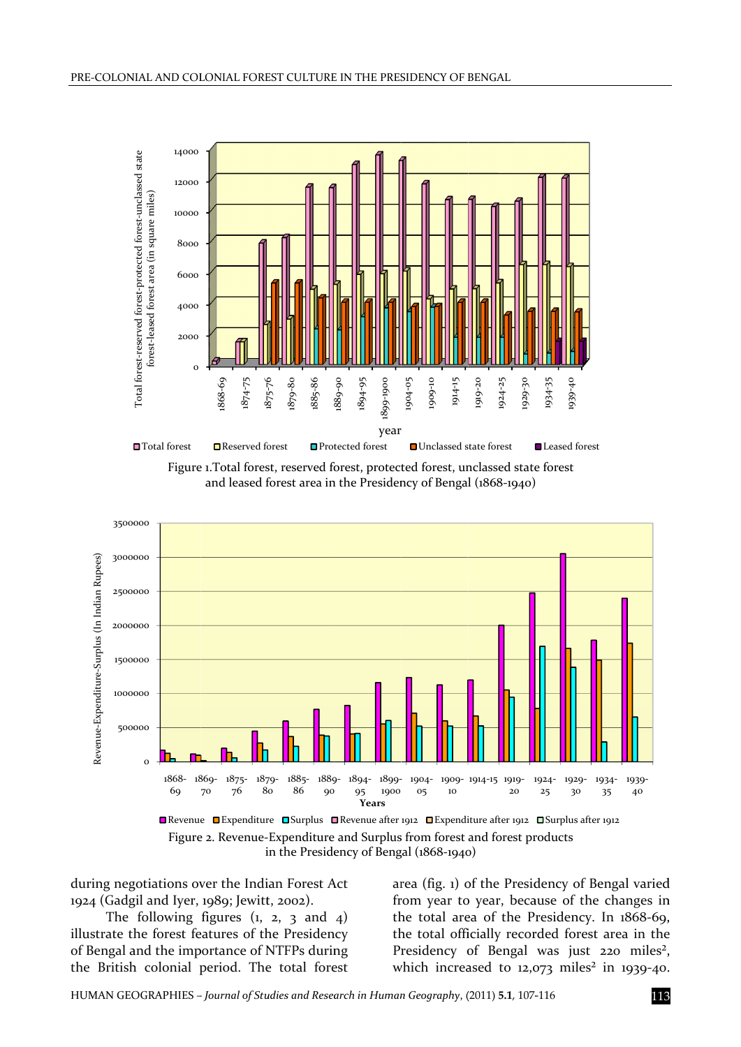Figure 1.Total forest, reserved forest, protected forest, unclassed state forest and leased forest area in the Presidency of Bengal (1868-1940)

Figure 2. Revenue-Expenditure and Surplus from forest and forest products in the Presidency of Bengal (1868-1940)

during negotiations over the Indian Forest Act 1924 (Gadgil and Iyer, 1989; Jewitt, 2002).

The following figures (1, 2, 3 and 4) illustrate the forest features of the Presidency of Bengal and the importance of NTFPs during the British colonial period. The total forest area (fig. 1) of the Presidency of Bengal varied from year to year, because of the changes in the total area of the Presidency. In 1868-69, the total officially recorded forest area in the Presidency of Bengal was just 220 miles$^2$, which increased to 12,073 miles$^2$ in 1939-40.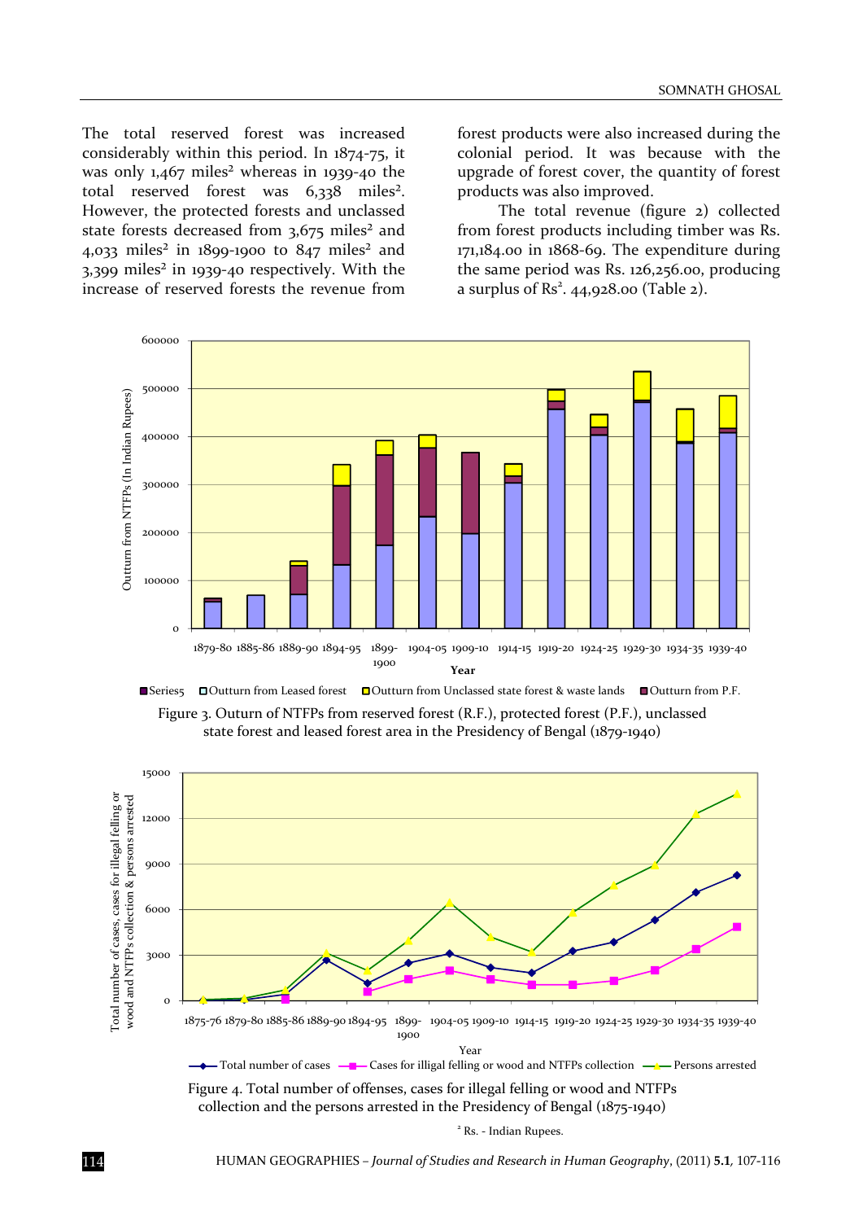The total reserved forest was increased considerably within this period. In 1874-75, it was only 1,467 miles² whereas in 1939-40 the total reserved forest was 6,338 miles². However, the protected forests and unclassed state forests decreased from 3,675 miles² and 4,033 miles² in 1899-1900 to 847 miles² and 3,399 miles² in 1939-40 respectively. With the increase of reserved forests the revenue from forest products were also increased during the colonial period. It was because with the upgrade of forest cover, the quantity of forest products was also improved.

The total revenue (figure 2) collected from forest products including timber was Rs. 171,184.00 in 1868-69. The expenditure during the same period was Rs. 126,256.00, producing a surplus of Rs[2]. 44,928.00 (Table 2).

Figure 3. Outurn of NTFPs from reserved forest (R.F.), protected forest (P.F.), unclassed state forest and leased forest area in the Presidency of Bengal (1879-1940)

Figure 4. Total number of offenses, cases for illegal felling or wood and NTFPs collection and the persons arrested in the Presidency of Bengal (1875-1940)

[2] Rs. - Indian Rupees.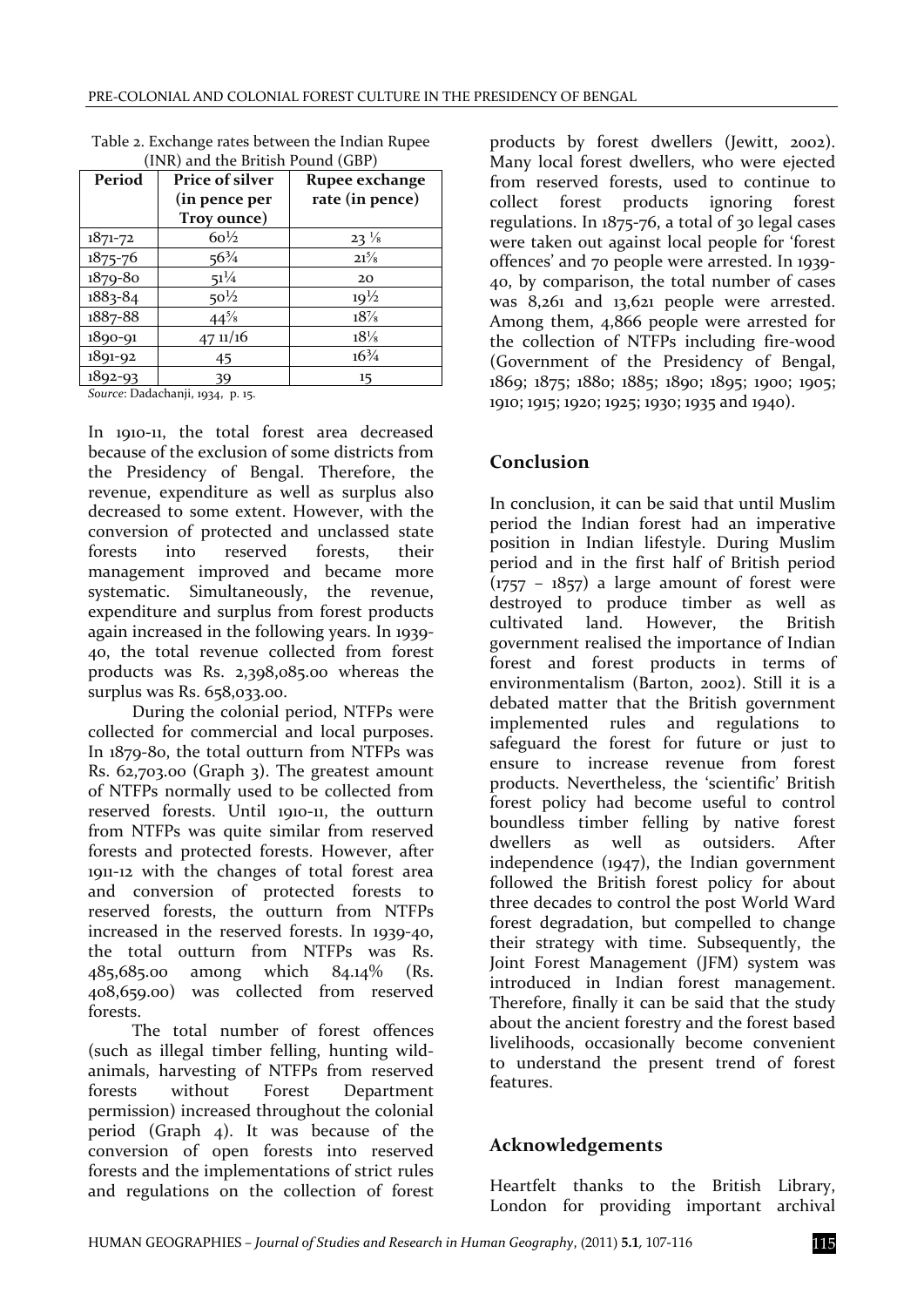Table 2. Exchange rates between the Indian Rupee (INR) and the British Pound (GBP)

| Period | Price of silver (in pence per Troy ounce) | Rupee exchange rate (in pence) |
|---|---|---|
| 1871-72 | 60½ | 23 ⅛ |
| 1875-76 | 56¾ | 21⅝ |
| 1879-80 | 51¼ | 20 |
| 1883-84 | 50½ | 19½ |
| 1887-88 | 44⅝ | 18⅞ |
| 1890-91 | 47 11/16 | 18⅛ |
| 1891-92 | 45 | 16¾ |
| 1892-93 | 39 | 15 |

*Source*: Dadachanji, 1934, p. 15.

In 1910-11, the total forest area decreased because of the exclusion of some districts from the Presidency of Bengal. Therefore, the revenue, expenditure as well as surplus also decreased to some extent. However, with the conversion of protected and unclassed state forests into reserved forests, their management improved and became more systematic. Simultaneously, the revenue, expenditure and surplus from forest products again increased in the following years. In 1939-40, the total revenue collected from forest products was Rs. 2,398,085.00 whereas the surplus was Rs. 658,033.00.

During the colonial period, NTFPs were collected for commercial and local purposes. In 1879-80, the total outturn from NTFPs was Rs. 62,703.00 (Graph 3). The greatest amount of NTFPs normally used to be collected from reserved forests. Until 1910-11, the outturn from NTFPs was quite similar from reserved forests and protected forests. However, after 1911-12 with the changes of total forest area and conversion of protected forests to reserved forests, the outturn from NTFPs increased in the reserved forests. In 1939-40, the total outturn from NTFPs was Rs. 485,685.00 among which 84.14% (Rs. 408,659.00) was collected from reserved forests.

The total number of forest offences (such as illegal timber felling, hunting wild-animals, harvesting of NTFPs from reserved forests without Forest Department permission) increased throughout the colonial period (Graph 4). It was because of the conversion of open forests into reserved forests and the implementations of strict rules and regulations on the collection of forest products by forest dwellers (Jewitt, 2002). Many local forest dwellers, who were ejected from reserved forests, used to continue to collect forest products ignoring forest regulations. In 1875-76, a total of 30 legal cases were taken out against local people for 'forest offences' and 70 people were arrested. In 1939-40, by comparison, the total number of cases was 8,261 and 13,621 people were arrested. Among them, 4,866 people were arrested for the collection of NTFPs including fire-wood (Government of the Presidency of Bengal, 1869; 1875; 1880; 1885; 1890; 1895; 1900; 1905; 1910; 1915; 1920; 1925; 1930; 1935 and 1940).

## Conclusion

In conclusion, it can be said that until Muslim period the Indian forest had an imperative position in Indian lifestyle. During Muslim period and in the first half of British period (1757 – 1857) a large amount of forest were destroyed to produce timber as well as cultivated land. However, the British government realised the importance of Indian forest and forest products in terms of environmentalism (Barton, 2002). Still it is a debated matter that the British government implemented rules and regulations to safeguard the forest for future or just to ensure to increase revenue from forest products. Nevertheless, the 'scientific' British forest policy had become useful to control boundless timber felling by native forest dwellers as well as outsiders. After independence (1947), the Indian government followed the British forest policy for about three decades to control the post World Ward forest degradation, but compelled to change their strategy with time. Subsequently, the Joint Forest Management (JFM) system was introduced in Indian forest management. Therefore, finally it can be said that the study about the ancient forestry and the forest based livelihoods, occasionally become convenient to understand the present trend of forest features.

## Acknowledgements

Heartfelt thanks to the British Library, London for providing important archival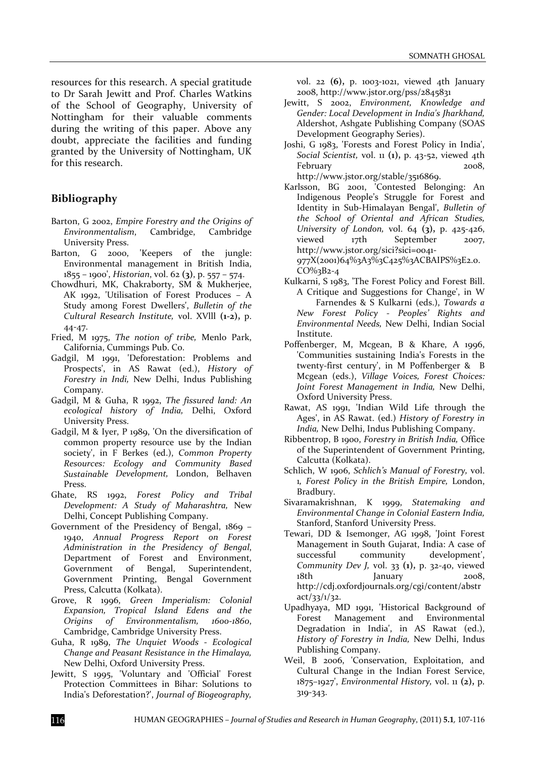resources for this research. A special gratitude to Dr Sarah Jewitt and Prof. Charles Watkins of the School of Geography, University of Nottingham for their valuable comments during the writing of this paper. Above any doubt, appreciate the facilities and funding granted by the University of Nottingham, UK for this research.

## Bibliography

Barton, G 2002, *Empire Forestry and the Origins of Environmentalism*, Cambridge, Cambridge University Press.

Barton, G 2000, 'Keepers of the jungle: Environmental management in British India, 1855 – 1900', *Historian*, vol. 62 **(3)**, p. 557 – 574.

Chowdhuri, MK, Chakraborty, SM & Mukherjee, AK 1992, 'Utilisation of Forest Produces – A Study among Forest Dwellers', *Bulletin of the Cultural Research Institute,* vol. XVlll **(1-2),** p. 44-47.

Fried, M 1975, *The notion of tribe,* Menlo Park, California, Cummings Pub. Co.

Gadgil, M 1991, 'Deforestation: Problems and Prospects', in AS Rawat (ed.), *History of Forestry in Indi,* New Delhi, Indus Publishing Company.

Gadgil, M & Guha, R 1992, *The fissured land: An ecological history of India,* Delhi, Oxford University Press.

Gadgil, M & Iyer, P 1989, 'On the diversification of common property resource use by the Indian society', in F Berkes (ed.), *Common Property Resources: Ecology and Community Based Sustainable Development,* London, Belhaven Press.

Ghate, RS 1992, *Forest Policy and Tribal Development: A Study of Maharashtra,* New Delhi, Concept Publishing Company.

Government of the Presidency of Bengal, 1869 – 1940, *Annual Progress Report on Forest Administration in the Presidency of Bengal,* Department of Forest and Environment, Government of Bengal, Superintendent, Government Printing, Bengal Government Press, Calcutta (Kolkata).

Grove, R 1996, *Green Imperialism: Colonial Expansion, Tropical Island Edens and the Origins of Environmentalism, 1600-1860*, Cambridge, Cambridge University Press.

Guha, R 1989, *The Unquiet Woods - Ecological Change and Peasant Resistance in the Himalaya,* New Delhi, Oxford University Press.

Jewitt, S 1995, 'Voluntary and 'Official' Forest Protection Committees in Bihar: Solutions to India's Deforestation?', *Journal of Biogeography,* vol. 22 **(6),** p. 1003-1021, viewed 4th January 2008, http://www.jstor.org/pss/2845831

Jewitt, S 2002, *Environment, Knowledge and Gender: Local Development in India's Jharkhand,* Aldershot, Ashgate Publishing Company (SOAS Development Geography Series).

Joshi, G 1983, 'Forests and Forest Policy in India', *Social Scientist,* vol. 11 **(1),** p. 43-52, viewed 4th February 2008, http://www.jstor.org/stable/3516869.

Karlsson, BG 2001, 'Contested Belonging: An Indigenous People's Struggle for Forest and Identity in Sub-Himalayan Bengal', *Bulletin of the School of Oriental and African Studies, University of London,* vol. 64 **(3),** p. 425-426, viewed 17th September 2007, http://www.jstor.org/sici?sici=0041-977X(2001)64%3A3%3C425%3ACBAIPS%3E2.0.CO%3B2-4

Kulkarni, S 1983, 'The Forest Policy and Forest Bill. A Critique and Suggestions for Change', in W Farnendes & S Kulkarni (eds.), *Towards a New Forest Policy - Peoples' Rights and Environmental Needs,* New Delhi, Indian Social Institute.

Poffenberger, M, Mcgean, B & Khare, A 1996, 'Communities sustaining India's Forests in the twenty-first century', in M Poffenberger & B Mcgean (eds.), *Village Voices, Forest Choices: Joint Forest Management in India,* New Delhi, Oxford University Press.

Rawat, AS 1991, 'Indian Wild Life through the Ages', in AS Rawat. (ed.) *History of Forestry in India,* New Delhi, Indus Publishing Company.

Ribbentrop, B 1900, *Forestry in British India,* Office of the Superintendent of Government Printing, Calcutta (Kolkata).

Schlich, W 1906, *Schlich's Manual of Forestry,* vol. 1, *Forest Policy in the British Empire,* London, Bradbury.

Sivaramakrishnan, K 1999, *Statemaking and Environmental Change in Colonial Eastern India,* Stanford, Stanford University Press.

Tewari, DD & Isemonger, AG 1998, 'Joint Forest Management in South Gujarat, India: A case of successful community development', *Community Dev J,* vol. 33 **(1),** p. 32-40, viewed 18th January 2008, http://cdj.oxfordjournals.org/cgi/content/abstract/33/1/32.

Upadhyaya, MD 1991, 'Historical Background of Forest Management and Environmental Degradation in India', in AS Rawat (ed.), *History of Forestry in India,* New Delhi, Indus Publishing Company.

Weil, B 2006, 'Conservation, Exploitation, and Cultural Change in the Indian Forest Service, 1875–1927', *Environmental History,* vol. 11 **(2),** p. 319-343.